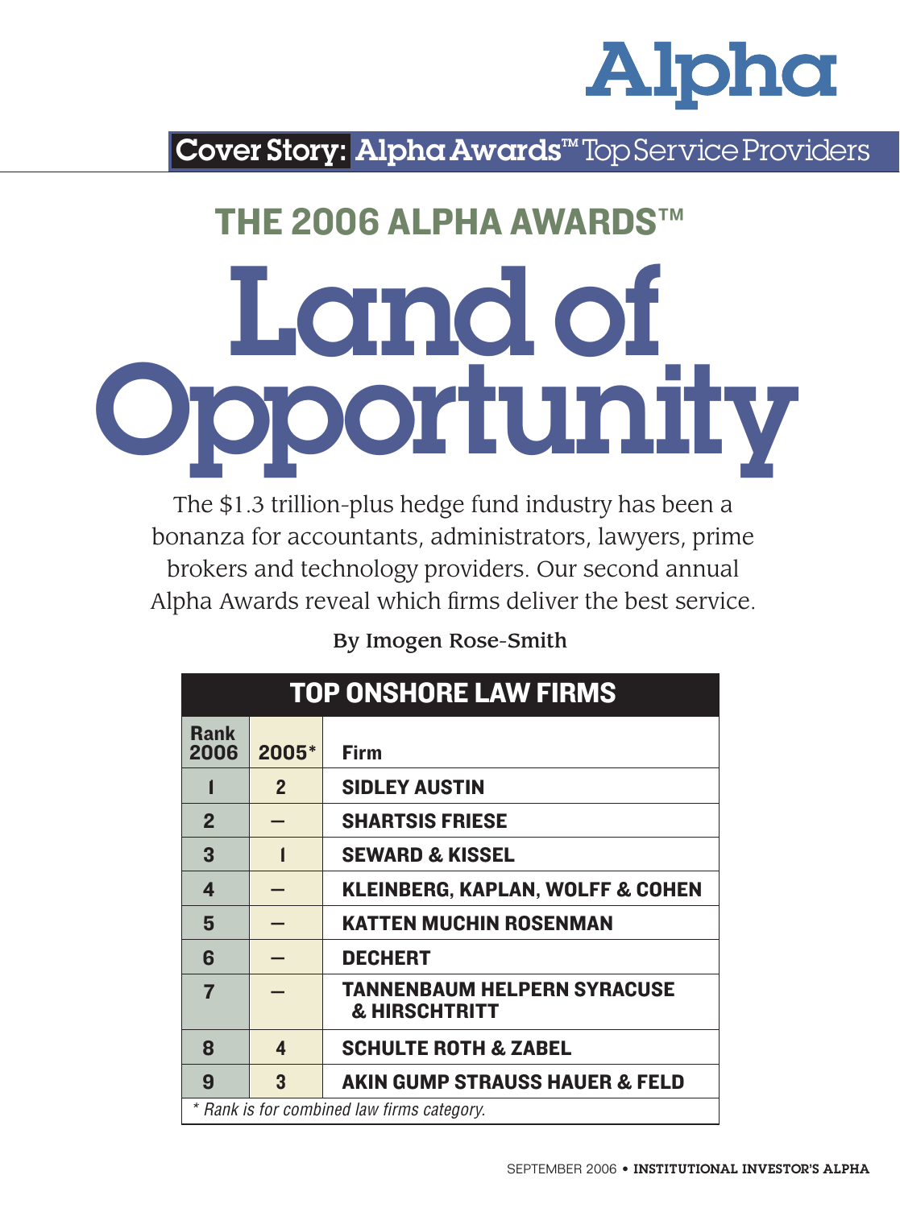Alpha

**Cover Story: Alpha Awards™ Top Service Providers**

## THE 2006 ALPHA AWARDS™

# Land of Opportunity

The $1.3 trillion-plus hedge fund industry has been a bonanza for accountants, administrators, lawyers, prime brokers and technology providers. Our second annual Alpha Awards reveal which firms deliver the best service.

By Imogen Rose-Smith

**TOP ONSHORE LAW FIRMS**

| Rank 2006 | 2005* | Firm |
|---|---|---|
| 1 | 2 | SIDLEY AUSTIN |
| 2 | — | SHARTSIS FRIESE |
| 3 | 1 | SEWARD & KISSEL |
| 4 | — | KLEINBERG, KAPLAN, WOLFF & COHEN |
| 5 | — | KATTEN MUCHIN ROSENMAN |
| 6 | — | DECHERT |
| 7 | — | TANNENBAUM HELPERN SYRACUSE & HIRSCHTRITT |
| 8 | 4 | SCHULTE ROTH & ZABEL |
| 9 | 3 | AKIN GUMP STRAUSS HAUER & FELD |

*\* Rank is for combined law firms category.*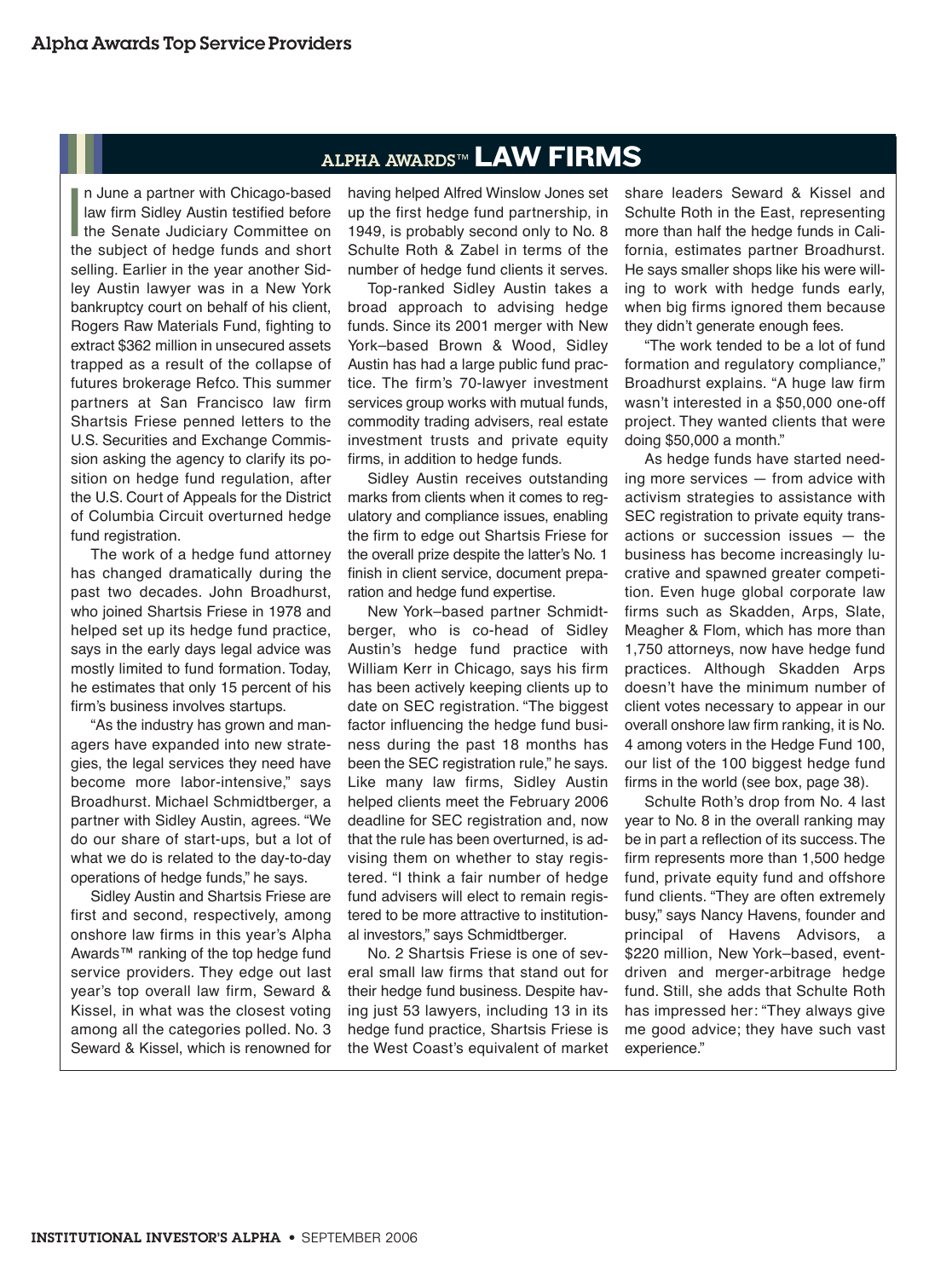## ALPHA AWARDS™ LAW FIRMS

In June a partner with Chicago-based law firm Sidley Austin testified before the Senate Judiciary Committee on the subject of hedge funds and short selling. Earlier in the year another Sidley Austin lawyer was in a New York bankruptcy court on behalf of his client, Rogers Raw Materials Fund, fighting to extract $362 million in unsecured assets trapped as a result of the collapse of futures brokerage Refco. This summer partners at San Francisco law firm Shartsis Friese penned letters to the U.S. Securities and Exchange Commission asking the agency to clarify its position on hedge fund regulation, after the U.S. Court of Appeals for the District of Columbia Circuit overturned hedge fund registration.

The work of a hedge fund attorney has changed dramatically during the past two decades. John Broadhurst, who joined Shartsis Friese in 1978 and helped set up its hedge fund practice, says in the early days legal advice was mostly limited to fund formation. Today, he estimates that only 15 percent of his firm's business involves startups.

"As the industry has grown and managers have expanded into new strategies, the legal services they need have become more labor-intensive," says Broadhurst. Michael Schmidtberger, a partner with Sidley Austin, agrees. "We do our share of start-ups, but a lot of what we do is related to the day-to-day operations of hedge funds," he says.

Sidley Austin and Shartsis Friese are first and second, respectively, among onshore law firms in this year's Alpha Awards™ ranking of the top hedge fund service providers. They edge out last year's top overall law firm, Seward & Kissel, in what was the closest voting among all the categories polled. No. 3 Seward & Kissel, which is renowned for having helped Alfred Winslow Jones set up the first hedge fund partnership, in 1949, is probably second only to No. 8 Schulte Roth & Zabel in terms of the number of hedge fund clients it serves.

Top-ranked Sidley Austin takes a broad approach to advising hedge funds. Since its 2001 merger with New York–based Brown & Wood, Sidley Austin has had a large public fund practice. The firm's 70-lawyer investment services group works with mutual funds, commodity trading advisers, real estate investment trusts and private equity firms, in addition to hedge funds.

Sidley Austin receives outstanding marks from clients when it comes to regulatory and compliance issues, enabling the firm to edge out Shartsis Friese for the overall prize despite the latter's No. 1 finish in client service, document preparation and hedge fund expertise.

New York–based partner Schmidtberger, who is co-head of Sidley Austin's hedge fund practice with William Kerr in Chicago, says his firm has been actively keeping clients up to date on SEC registration. "The biggest factor influencing the hedge fund business during the past 18 months has been the SEC registration rule," he says. Like many law firms, Sidley Austin helped clients meet the February 2006 deadline for SEC registration and, now that the rule has been overturned, is advising them on whether to stay registered. "I think a fair number of hedge fund advisers will elect to remain registered to be more attractive to institutional investors," says Schmidtberger.

No. 2 Shartsis Friese is one of several small law firms that stand out for their hedge fund business. Despite having just 53 lawyers, including 13 in its hedge fund practice, Shartsis Friese is the West Coast's equivalent of market share leaders Seward & Kissel and Schulte Roth in the East, representing more than half the hedge funds in California, estimates partner Broadhurst. He says smaller shops like his were willing to work with hedge funds early, when big firms ignored them because they didn't generate enough fees.

"The work tended to be a lot of fund formation and regulatory compliance," Broadhurst explains. "A huge law firm wasn't interested in a $50,000 one-off project. They wanted clients that were doing $50,000 a month."

As hedge funds have started needing more services — from advice with activism strategies to assistance with SEC registration to private equity transactions or succession issues — the business has become increasingly lucrative and spawned greater competition. Even huge global corporate law firms such as Skadden, Arps, Slate, Meagher & Flom, which has more than 1,750 attorneys, now have hedge fund practices. Although Skadden Arps doesn't have the minimum number of client votes necessary to appear in our overall onshore law firm ranking, it is No. 4 among voters in the Hedge Fund 100, our list of the 100 biggest hedge fund firms in the world (see box, page 38).

Schulte Roth's drop from No. 4 last year to No. 8 in the overall ranking may be in part a reflection of its success. The firm represents more than 1,500 hedge fund, private equity fund and offshore fund clients. "They are often extremely busy," says Nancy Havens, founder and principal of Havens Advisors, a $220 million, New York–based, event-driven and merger-arbitrage hedge fund. Still, she adds that Schulte Roth has impressed her: "They always give me good advice; they have such vast experience."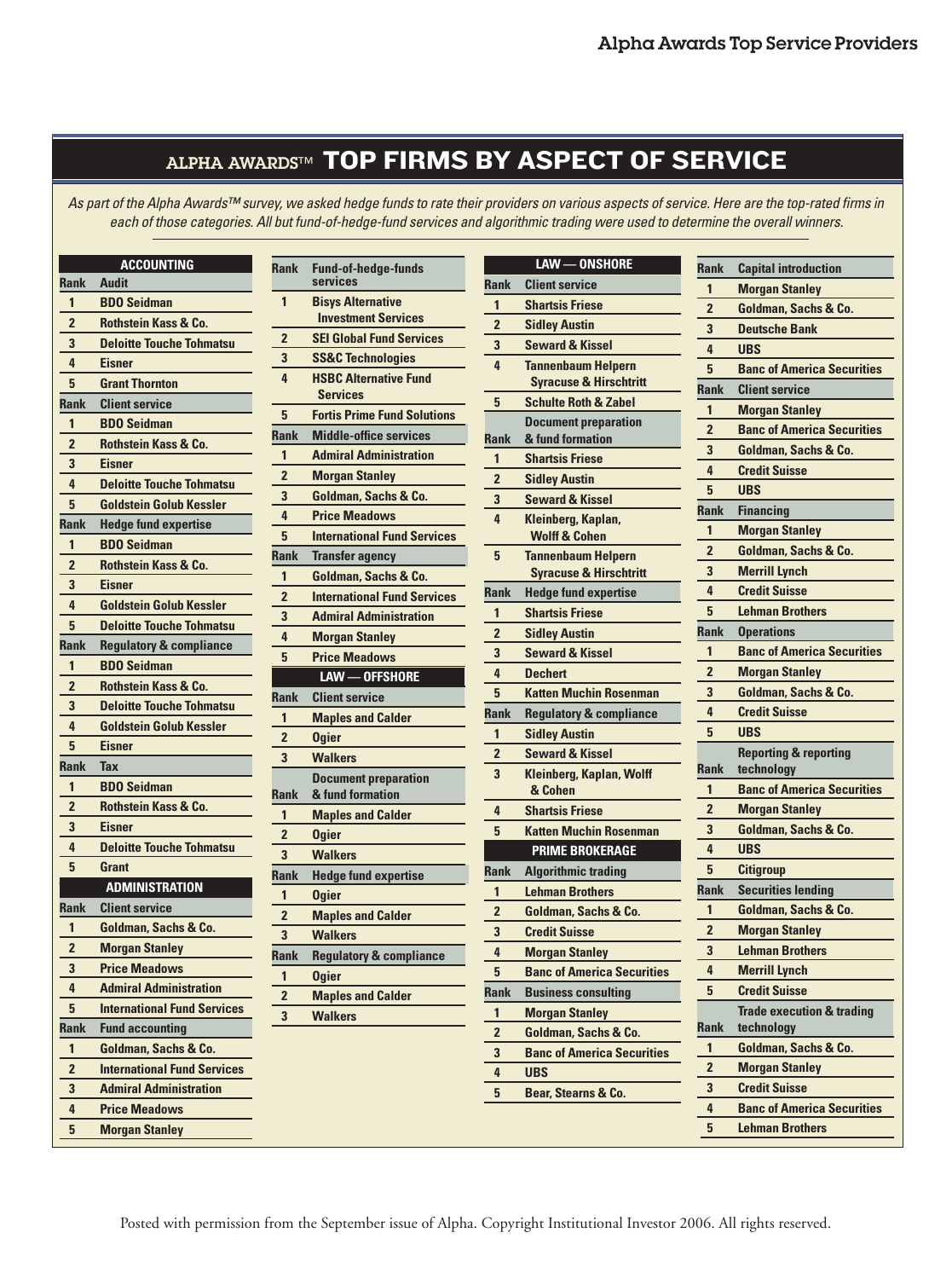# ALPHA AWARDS™ TOP FIRMS BY ASPECT OF SERVICE

*As part of the Alpha Awards™ survey, we asked hedge funds to rate their providers on various aspects of service. Here are the top-rated firms in each of those categories. All but fund-of-hedge-fund services and algorithmic trading were used to determine the overall winners.*

## ACCOUNTING

| Rank | Audit |
|---|---|
| 1 | BDO Seidman |
| 2 | Rothstein Kass & Co. |
| 3 | Deloitte Touche Tohmatsu |
| 4 | Eisner |
| 5 | Grant Thornton |

| Rank | Client service |
|---|---|
| 1 | BDO Seidman |
| 2 | Rothstein Kass & Co. |
| 3 | Eisner |
| 4 | Deloitte Touche Tohmatsu |
| 5 | Goldstein Golub Kessler |

| Rank | Hedge fund expertise |
|---|---|
| 1 | BDO Seidman |
| 2 | Rothstein Kass & Co. |
| 3 | Eisner |
| 4 | Goldstein Golub Kessler |
| 5 | Deloitte Touche Tohmatsu |

| Rank | Regulatory & compliance |
|---|---|
| 1 | BDO Seidman |
| 2 | Rothstein Kass & Co. |
| 3 | Deloitte Touche Tohmatsu |
| 4 | Goldstein Golub Kessler |
| 5 | Eisner |

| Rank | Tax |
|---|---|
| 1 | BDO Seidman |
| 2 | Rothstein Kass & Co. |
| 3 | Eisner |
| 4 | Deloitte Touche Tohmatsu |
| 5 | Grant |

## ADMINISTRATION

| Rank | Client service |
|---|---|
| 1 | Goldman, Sachs & Co. |
| 2 | Morgan Stanley |
| 3 | Price Meadows |
| 4 | Admiral Administration |
| 5 | International Fund Services |

| Rank | Fund accounting |
|---|---|
| 1 | Goldman, Sachs & Co. |
| 2 | International Fund Services |
| 3 | Admiral Administration |
| 4 | Price Meadows |
| 5 | Morgan Stanley |

| Rank | Fund-of-hedge-funds services |
|---|---|
| 1 | Bisys Alternative Investment Services |
| 2 | SEI Global Fund Services |
| 3 | SS&C Technologies |
| 4 | HSBC Alternative Fund Services |
| 5 | Fortis Prime Fund Solutions |

| Rank | Middle-office services |
|---|---|
| 1 | Admiral Administration |
| 2 | Morgan Stanley |
| 3 | Goldman, Sachs & Co. |
| 4 | Price Meadows |
| 5 | International Fund Services |

| Rank | Transfer agency |
|---|---|
| 1 | Goldman, Sachs & Co. |
| 2 | International Fund Services |
| 3 | Admiral Administration |
| 4 | Morgan Stanley |
| 5 | Price Meadows |

## LAW — OFFSHORE

| Rank | Client service |
|---|---|
| 1 | Maples and Calder |
| 2 | Ogier |
| 3 | Walkers |

| Rank | Document preparation & fund formation |
|---|---|
| 1 | Maples and Calder |
| 2 | Ogier |
| 3 | Walkers |

| Rank | Hedge fund expertise |
|---|---|
| 1 | Ogier |
| 2 | Maples and Calder |
| 3 | Walkers |

| Rank | Regulatory & compliance |
|---|---|
| 1 | Ogier |
| 2 | Maples and Calder |
| 3 | Walkers |

## LAW — ONSHORE

| Rank | Client service |
|---|---|
| 1 | Shartsis Friese |
| 2 | Sidley Austin |
| 3 | Seward & Kissel |
| 4 | Tannenbaum Helpern Syracuse & Hirschtritt |
| 5 | Schulte Roth & Zabel |

| Rank | Document preparation & fund formation |
|---|---|
| 1 | Shartsis Friese |
| 2 | Sidley Austin |
| 3 | Seward & Kissel |
| 4 | Kleinberg, Kaplan, Wolff & Cohen |
| 5 | Tannenbaum Helpern Syracuse & Hirschtritt |

| Rank | Hedge fund expertise |
|---|---|
| 1 | Shartsis Friese |
| 2 | Sidley Austin |
| 3 | Seward & Kissel |
| 4 | Dechert |
| 5 | Katten Muchin Rosenman |

| Rank | Regulatory & compliance |
|---|---|
| 1 | Sidley Austin |
| 2 | Seward & Kissel |
| 3 | Kleinberg, Kaplan, Wolff & Cohen |
| 4 | Shartsis Friese |
| 5 | Katten Muchin Rosenman |

## PRIME BROKERAGE

| Rank | Algorithmic trading |
|---|---|
| 1 | Lehman Brothers |
| 2 | Goldman, Sachs & Co. |
| 3 | Credit Suisse |
| 4 | Morgan Stanley |
| 5 | Banc of America Securities |

| Rank | Business consulting |
|---|---|
| 1 | Morgan Stanley |
| 2 | Goldman, Sachs & Co. |
| 3 | Banc of America Securities |
| 4 | UBS |
| 5 | Bear, Stearns & Co. |

| Rank | Capital introduction |
|---|---|
| 1 | Morgan Stanley |
| 2 | Goldman, Sachs & Co. |
| 3 | Deutsche Bank |
| 4 | UBS |
| 5 | Banc of America Securities |

| Rank | Client service |
|---|---|
| 1 | Morgan Stanley |
| 2 | Banc of America Securities |
| 3 | Goldman, Sachs & Co. |
| 4 | Credit Suisse |
| 5 | UBS |

| Rank | Financing |
|---|---|
| 1 | Morgan Stanley |
| 2 | Goldman, Sachs & Co. |
| 3 | Merrill Lynch |
| 4 | Credit Suisse |
| 5 | Lehman Brothers |

| Rank | Operations |
|---|---|
| 1 | Banc of America Securities |
| 2 | Morgan Stanley |
| 3 | Goldman, Sachs & Co. |
| 4 | Credit Suisse |
| 5 | UBS |

| Rank | Reporting & reporting technology |
|---|---|
| 1 | Banc of America Securities |
| 2 | Morgan Stanley |
| 3 | Goldman, Sachs & Co. |
| 4 | UBS |
| 5 | Citigroup |

| Rank | Securities lending |
|---|---|
| 1 | Goldman, Sachs & Co. |
| 2 | Morgan Stanley |
| 3 | Lehman Brothers |
| 4 | Merrill Lynch |
| 5 | Credit Suisse |

| Rank | Trade execution & trading technology |
|---|---|
| 1 | Goldman, Sachs & Co. |
| 2 | Morgan Stanley |
| 3 | Credit Suisse |
| 4 | Banc of America Securities |
| 5 | Lehman Brothers |

Posted with permission from the September issue of Alpha. Copyright Institutional Investor 2006. All rights reserved.